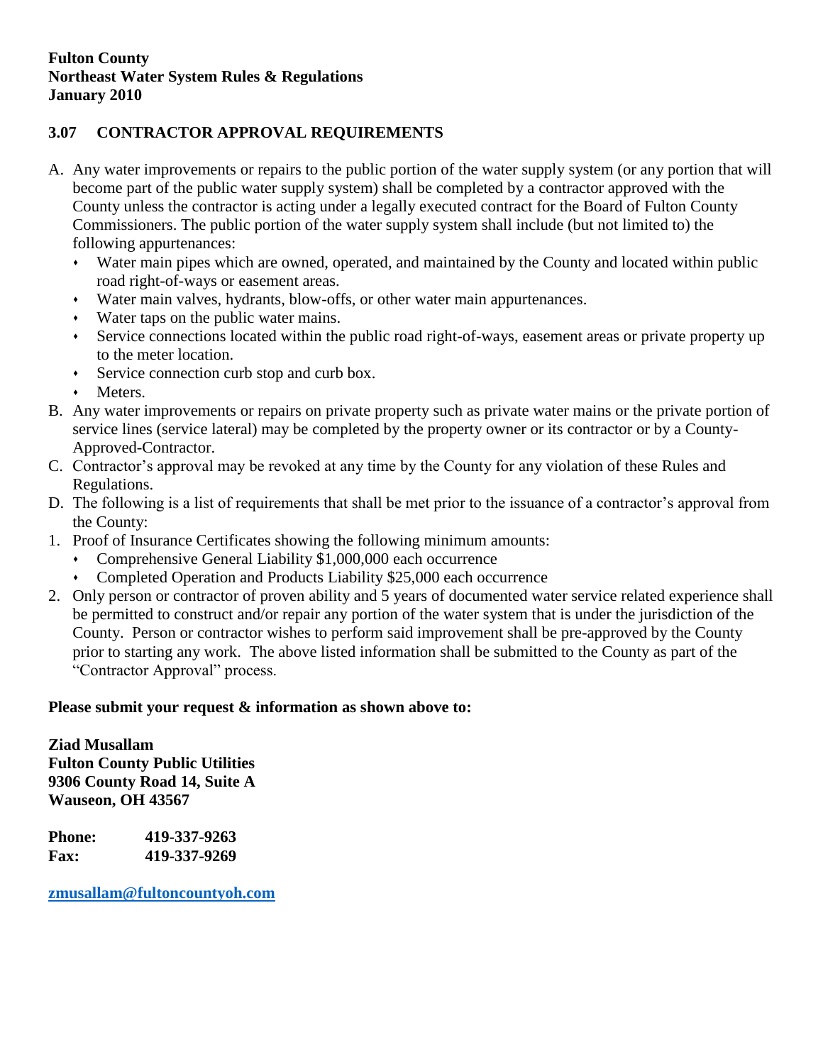**Fulton County**
**Northeast Water System Rules & Regulations**
**January 2010**

## 3.07 CONTRACTOR APPROVAL REQUIREMENTS

A. Any water improvements or repairs to the public portion of the water supply system (or any portion that will become part of the public water supply system) shall be completed by a contractor approved with the County unless the contractor is acting under a legally executed contract for the Board of Fulton County Commissioners. The public portion of the water supply system shall include (but not limited to) the following appurtenances:
   - Water main pipes which are owned, operated, and maintained by the County and located within public road right-of-ways or easement areas.
   - Water main valves, hydrants, blow-offs, or other water main appurtenances.
   - Water taps on the public water mains.
   - Service connections located within the public road right-of-ways, easement areas or private property up to the meter location.
   - Service connection curb stop and curb box.
   - Meters.

B. Any water improvements or repairs on private property such as private water mains or the private portion of service lines (service lateral) may be completed by the property owner or its contractor or by a County-Approved-Contractor.

C. Contractor's approval may be revoked at any time by the County for any violation of these Rules and Regulations.

D. The following is a list of requirements that shall be met prior to the issuance of a contractor's approval from the County:

1. Proof of Insurance Certificates showing the following minimum amounts:
   - Comprehensive General Liability $1,000,000 each occurrence
   - Completed Operation and Products Liability $25,000 each occurrence
2. Only person or contractor of proven ability and 5 years of documented water service related experience shall be permitted to construct and/or repair any portion of the water system that is under the jurisdiction of the County. Person or contractor wishes to perform said improvement shall be pre-approved by the County prior to starting any work. The above listed information shall be submitted to the County as part of the "Contractor Approval" process.

**Please submit your request & information as shown above to:**

**Ziad Musallam**
**Fulton County Public Utilities**
**9306 County Road 14, Suite A**
**Wauseon, OH 43567**

**Phone:** **419-337-9263**
**Fax:** **419-337-9269**

**zmusallam@fultoncountyoh.com**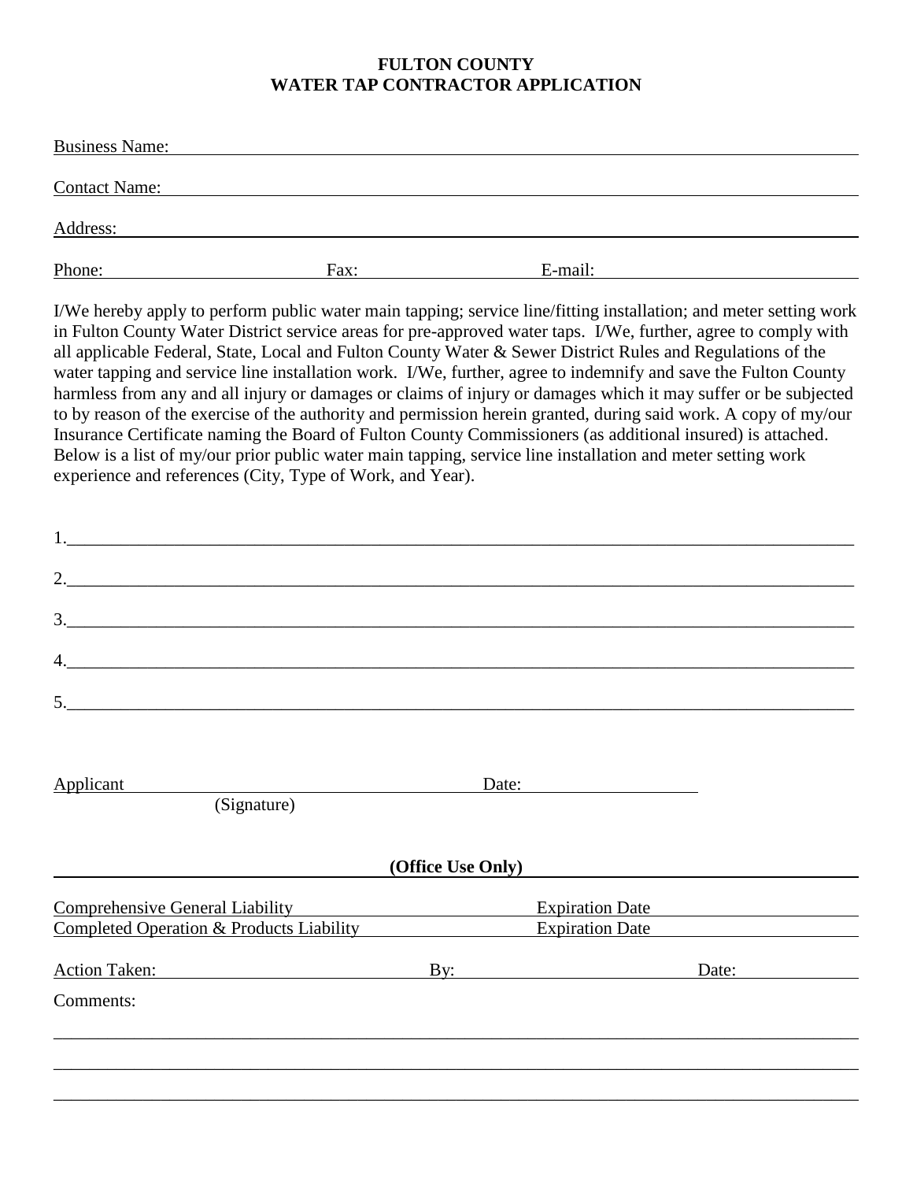# FULTON COUNTY
## WATER TAP CONTRACTOR APPLICATION

Business Name: ______________________________________________

Contact Name: ______________________________________________

Address: ______________________________________________

Phone: ____________________ Fax: ____________________ E-mail: ____________________

I/We hereby apply to perform public water main tapping; service line/fitting installation; and meter setting work in Fulton County Water District service areas for pre-approved water taps. I/We, further, agree to comply with all applicable Federal, State, Local and Fulton County Water & Sewer District Rules and Regulations of the water tapping and service line installation work. I/We, further, agree to indemnify and save the Fulton County harmless from any and all injury or damages or claims of injury or damages which it may suffer or be subjected to by reason of the exercise of the authority and permission herein granted, during said work. A copy of my/our Insurance Certificate naming the Board of Fulton County Commissioners (as additional insured) is attached. Below is a list of my/our prior public water main tapping, service line installation and meter setting work experience and references (City, Type of Work, and Year).

1.______________________________________________

2.______________________________________________

3.______________________________________________

4.______________________________________________

5.______________________________________________

Applicant ______________________________ Date: ____________________
(Signature)

**(Office Use Only)**

Comprehensive General Liability ____________________ Expiration Date ____________________

Completed Operation & Products Liability ____________________ Expiration Date ____________________

Action Taken: ____________________ By: ____________________ Date: ____________________

Comments:

______________________________________________

______________________________________________

______________________________________________